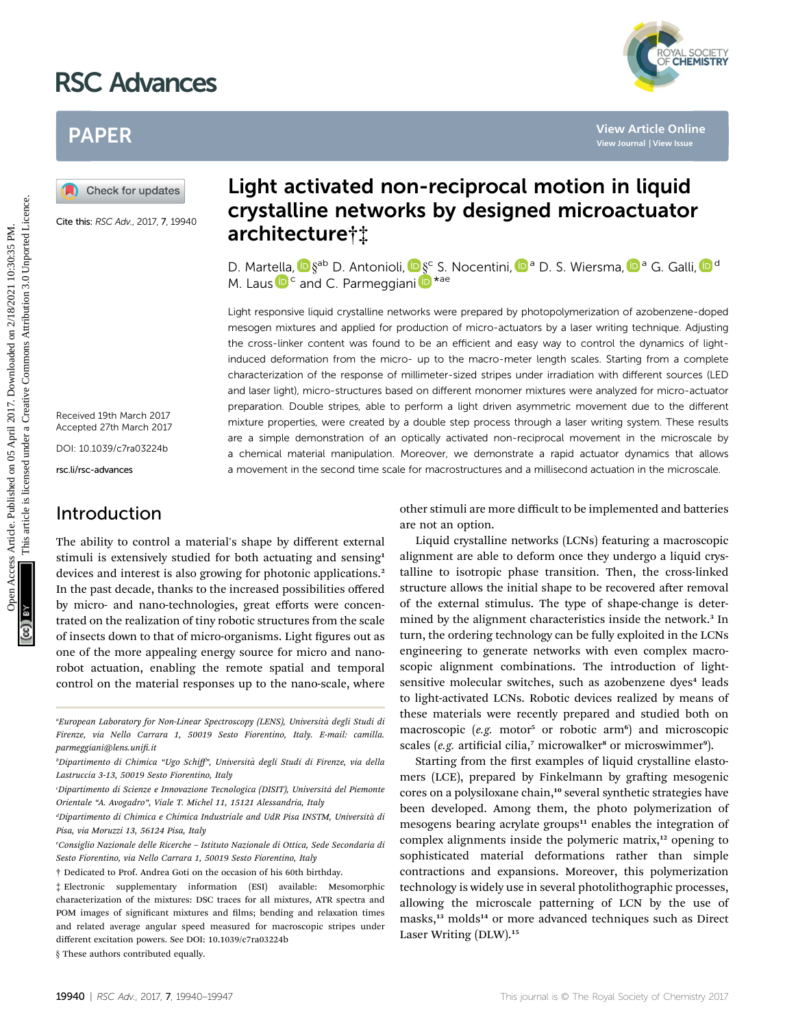# Light activated non-reciprocal motion in liquid crystalline networks by designed microactuator architecture†‡

D. Martella,§[ab] D. Antonioli,§[c] S. Nocentini,[a] D. S. Wiersma,[a] G. Galli,[d] M. Laus[c] and C. Parmeggiani*[ae]

Cite this: *RSC Adv.*, 2017, **7**, 19940

Received 19th March 2017
Accepted 27th March 2017

DOI: 10.1039/c7ra03224b

rsc.li/rsc-advances

Light responsive liquid crystalline networks were prepared by photopolymerization of azobenzene-doped mesogen mixtures and applied for production of micro-actuators by a laser writing technique. Adjusting the cross-linker content was found to be an efficient and easy way to control the dynamics of light-induced deformation from the micro- up to the macro-meter length scales. Starting from a complete characterization of the response of millimeter-sized stripes under irradiation with different sources (LED and laser light), micro-structures based on different monomer mixtures were analyzed for micro-actuator preparation. Double stripes, able to perform a light driven asymmetric movement due to the different mixture properties, were created by a double step process through a laser writing system. These results are a simple demonstration of an optically activated non-reciprocal movement in the microscale by a chemical material manipulation. Moreover, we demonstrate a rapid actuator dynamics that allows a movement in the second time scale for macrostructures and a millisecond actuation in the microscale.

## Introduction

The ability to control a material's shape by different external stimuli is extensively studied for both actuating and sensing[1] devices and interest is also growing for photonic applications.[2] In the past decade, thanks to the increased possibilities offered by micro- and nano-technologies, great efforts were concentrated on the realization of tiny robotic structures from the scale of insects down to that of micro-organisms. Light figures out as one of the more appealing energy source for micro and nano-robot actuation, enabling the remote spatial and temporal control on the material responses up to the nano-scale, where other stimuli are more difficult to be implemented and batteries are not an option.

Liquid crystalline networks (LCNs) featuring a macroscopic alignment are able to deform once they undergo a liquid crystalline to isotropic phase transition. Then, the cross-linked structure allows the initial shape to be recovered after removal of the external stimulus. The type of shape-change is determined by the alignment characteristics inside the network.[3] In turn, the ordering technology can be fully exploited in the LCNs engineering to generate networks with even complex macroscopic alignment combinations. The introduction of light-sensitive molecular switches, such as azobenzene dyes[4] leads to light-activated LCNs. Robotic devices realized by means of these materials were recently prepared and studied both on macroscopic (*e.g.* motor[5] or robotic arm[6]) and microscopic scales (*e.g.* artificial cilia,[7] microwalker[8] or microswimmer[9]).

Starting from the first examples of liquid crystalline elastomers (LCE), prepared by Finkelmann by grafting mesogenic cores on a polysiloxane chain,[10] several synthetic strategies have been developed. Among them, the photo polymerization of mesogens bearing acrylate groups[11] enables the integration of complex alignments inside the polymeric matrix,[12] opening to sophisticated material deformations rather than simple contractions and expansions. Moreover, this polymerization technology is widely use in several photolithographic processes, allowing the microscale patterning of LCN by the use of masks,[13] molds[14] or more advanced techniques such as Direct Laser Writing (DLW).[15]

---

[a]European Laboratory for Non-Linear Spectroscopy (LENS), Università degli Studi di Firenze, via Nello Carrara 1, 50019 Sesto Fiorentino, Italy. E-mail: camilla.parmeggiani@lens.unifi.it

[b]Dipartimento di Chimica "Ugo Schiff", Università degli Studi di Firenze, via della Lastruccia 3-13, 50019 Sesto Fiorentino, Italy

[c]Dipartimento di Scienze e Innovazione Tecnologica (DISIT), Universitá del Piemonte Orientale "A. Avogadro", Viale T. Michel 11, 15121 Alessandria, Italy

[d]Dipartimento di Chimica e Chimica Industriale and UdR Pisa INSTM, Università di Pisa, via Moruzzi 13, 56124 Pisa, Italy

[e]Consiglio Nazionale delle Ricerche – Istituto Nazionale di Ottica, Sede Secondaria di Sesto Fiorentino, via Nello Carrara 1, 50019 Sesto Fiorentino, Italy

† Dedicated to Prof. Andrea Goti on the occasion of his 60th birthday.

‡ Electronic supplementary information (ESI) available: Mesomorphic characterization of the mixtures: DSC traces for all mixtures, ATR spectra and POM images of significant mixtures and films; bending and relaxation times and related average angular speed measured for macroscopic stripes under different excitation powers. See DOI: 10.1039/c7ra03224b

§ These authors contributed equally.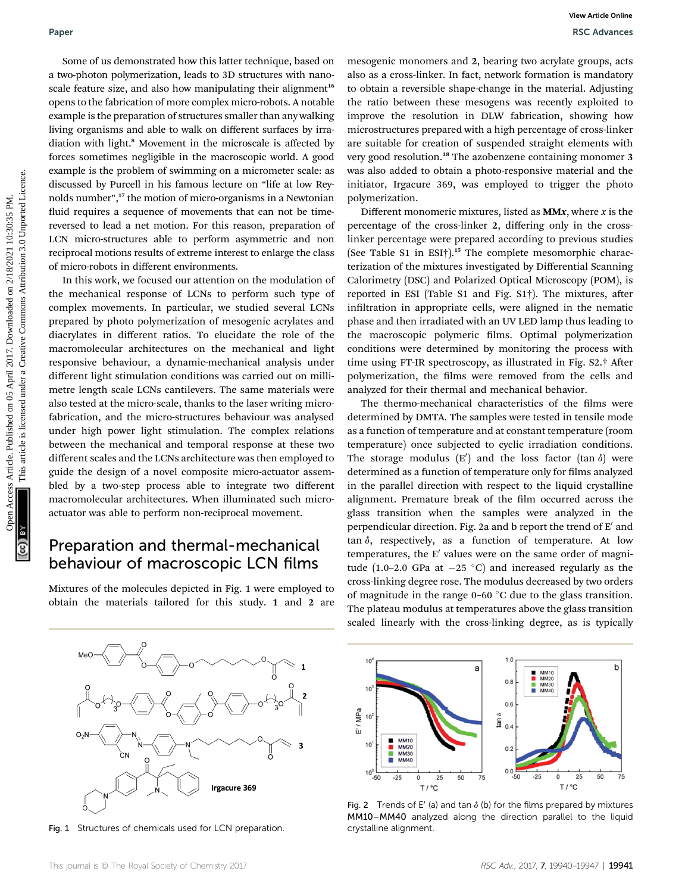Some of us demonstrated how this latter technique, based on a two-photon polymerization, leads to 3D structures with nanoscale feature size, and also how manipulating their alignment[16] opens to the fabrication of more complex micro-robots. A notable example is the preparation of structures smaller than any walking living organisms and able to walk on different surfaces by irradiation with light.[8] Movement in the microscale is affected by forces sometimes negligible in the macroscopic world. A good example is the problem of swimming on a micrometer scale: as discussed by Purcell in his famous lecture on "life at low Reynolds number",[17] the motion of micro-organisms in a Newtonian fluid requires a sequence of movements that can not be time-reversed to lead a net motion. For this reason, preparation of LCN micro-structures able to perform asymmetric and non reciprocal motions results of extreme interest to enlarge the class of micro-robots in different environments.

In this work, we focused our attention on the modulation of the mechanical response of LCNs to perform such type of complex movements. In particular, we studied several LCNs prepared by photo polymerization of mesogenic acrylates and diacrylates in different ratios. To elucidate the role of the macromolecular architectures on the mechanical and light responsive behaviour, a dynamic-mechanical analysis under different light stimulation conditions was carried out on millimetre length scale LCNs cantilevers. The same materials were also tested at the micro-scale, thanks to the laser writing microfabrication, and the micro-structures behaviour was analysed under high power light stimulation. The complex relations between the mechanical and temporal response at these two different scales and the LCNs architecture was then employed to guide the design of a novel composite micro-actuator assembled by a two-step process able to integrate two different macromolecular architectures. When illuminated such micro-actuator was able to perform non-reciprocal movement.

## Preparation and thermal-mechanical behaviour of macroscopic LCN films

Mixtures of the molecules depicted in Fig. 1 were employed to obtain the materials tailored for this study. **1** and **2** are mesogenic monomers and **2**, bearing two acrylate groups, acts also as a cross-linker. In fact, network formation is mandatory to obtain a reversible shape-change in the material. Adjusting the ratio between these mesogens was recently exploited to improve the resolution in DLW fabrication, showing how microstructures prepared with a high percentage of cross-linker are suitable for creation of suspended straight elements with very good resolution.[18] The azobenzene containing monomer **3** was also added to obtain a photo-responsive material and the initiator, Irgacure 369, was employed to trigger the photo polymerization.

Different monomeric mixtures, listed as **MM*x***, where *x* is the percentage of the cross-linker **2**, differing only in the cross-linker percentage were prepared according to previous studies (See Table S1 in ESI†).[15] The complete mesomorphic characterization of the mixtures investigated by Differential Scanning Calorimetry (DSC) and Polarized Optical Microscopy (POM), is reported in ESI (Table S1 and Fig. S1†). The mixtures, after infiltration in appropriate cells, were aligned in the nematic phase and then irradiated with an UV LED lamp thus leading to the macroscopic polymeric films. Optimal polymerization conditions were determined by monitoring the process with time using FT-IR spectroscopy, as illustrated in Fig. S2.† After polymerization, the films were removed from the cells and analyzed for their thermal and mechanical behavior.

The thermo-mechanical characteristics of the films were determined by DMTA. The samples were tested in tensile mode as a function of temperature and at constant temperature (room temperature) once subjected to cyclic irradiation conditions. The storage modulus ($E'$) and the loss factor ($\tan\delta$) were determined as a function of temperature only for films analyzed in the parallel direction with respect to the liquid crystalline alignment. Premature break of the film occurred across the glass transition when the samples were analyzed in the perpendicular direction. Fig. 2a and b report the trend of $E'$ and $\tan\delta$, respectively, as a function of temperature. At low temperatures, the $E'$ values were on the same order of magnitude (1.0–2.0 GPa at −25 °C) and increased regularly as the cross-linking degree rose. The modulus decreased by two orders of magnitude in the range 0–60 °C due to the glass transition. The plateau modulus at temperatures above the glass transition scaled linearly with the cross-linking degree, as is typically

Fig. 1 Structures of chemicals used for LCN preparation.

Fig. 2 Trends of $E'$ (a) and $\tan\delta$ (b) for the films prepared by mixtures **MM10–MM40** analyzed along the direction parallel to the liquid crystalline alignment.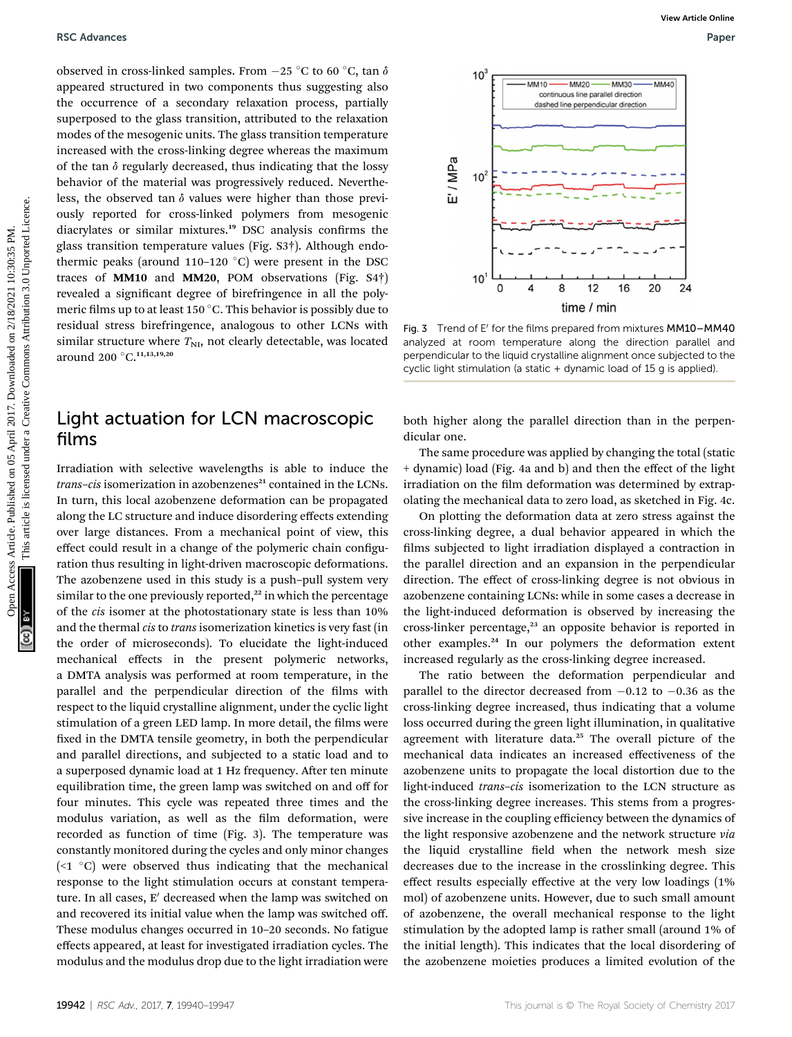observed in cross-linked samples. From −25 °C to 60 °C, tan $\delta$ appeared structured in two components thus suggesting also the occurrence of a secondary relaxation process, partially superposed to the glass transition, attributed to the relaxation modes of the mesogenic units. The glass transition temperature increased with the cross-linking degree whereas the maximum of the tan $\delta$ regularly decreased, thus indicating that the lossy behavior of the material was progressively reduced. Nevertheless, the observed tan $\delta$ values were higher than those previously reported for cross-linked polymers from mesogenic diacrylates or similar mixtures.[19] DSC analysis confirms the glass transition temperature values (Fig. S3†). Although endothermic peaks (around 110–120 °C) were present in the DSC traces of **MM10** and **MM20**, POM observations (Fig. S4†) revealed a significant degree of birefringence in all the polymeric films up to at least 150 °C. This behavior is possibly due to residual stress birefringence, analogous to other LCNs with similar structure where $T_{NI}$, not clearly detectable, was located around 200 °C.[11,13,19,20]

Fig. 3 Trend of E′ for the films prepared from mixtures **MM10–MM40** analyzed at room temperature along the direction parallel and perpendicular to the liquid crystalline alignment once subjected to the cyclic light stimulation (a static + dynamic load of 15 g is applied).

## Light actuation for LCN macroscopic films

Irradiation with selective wavelengths is able to induce the *trans–cis* isomerization in azobenzenes[21] contained in the LCNs. In turn, this local azobenzene deformation can be propagated along the LC structure and induce disordering effects extending over large distances. From a mechanical point of view, this effect could result in a change of the polymeric chain configuration thus resulting in light-driven macroscopic deformations. The azobenzene used in this study is a push–pull system very similar to the one previously reported,[22] in which the percentage of the *cis* isomer at the photostationary state is less than 10% and the thermal *cis* to *trans* isomerization kinetics is very fast (in the order of microseconds). To elucidate the light-induced mechanical effects in the present polymeric networks, a DMTA analysis was performed at room temperature, in the parallel and the perpendicular direction of the films with respect to the liquid crystalline alignment, under the cyclic light stimulation of a green LED lamp. In more detail, the films were fixed in the DMTA tensile geometry, in both the perpendicular and parallel directions, and subjected to a static load and to a superposed dynamic load at 1 Hz frequency. After ten minute equilibration time, the green lamp was switched on and off for four minutes. This cycle was repeated three times and the modulus variation, as well as the film deformation, were recorded as function of time (Fig. 3). The temperature was constantly monitored during the cycles and only minor changes (<1 °C) were observed thus indicating that the mechanical response to the light stimulation occurs at constant temperature. In all cases, E′ decreased when the lamp was switched on and recovered its initial value when the lamp was switched off. These modulus changes occurred in 10–20 seconds. No fatigue effects appeared, at least for investigated irradiation cycles. The modulus and the modulus drop due to the light irradiation were both higher along the parallel direction than in the perpendicular one.

The same procedure was applied by changing the total (static + dynamic) load (Fig. 4a and b) and then the effect of the light irradiation on the film deformation was determined by extrapolating the mechanical data to zero load, as sketched in Fig. 4c.

On plotting the deformation data at zero stress against the cross-linking degree, a dual behavior appeared in which the films subjected to light irradiation displayed a contraction in the parallel direction and an expansion in the perpendicular direction. The effect of cross-linking degree is not obvious in azobenzene containing LCNs: while in some cases a decrease in the light-induced deformation is observed by increasing the cross-linker percentage,[23] an opposite behavior is reported in other examples.[24] In our polymers the deformation extent increased regularly as the cross-linking degree increased.

The ratio between the deformation perpendicular and parallel to the director decreased from −0.12 to −0.36 as the cross-linking degree increased, thus indicating that a volume loss occurred during the green light illumination, in qualitative agreement with literature data.[25] The overall picture of the mechanical data indicates an increased effectiveness of the azobenzene units to propagate the local distortion due to the light-induced *trans–cis* isomerization to the LCN structure as the cross-linking degree increases. This stems from a progressive increase in the coupling efficiency between the dynamics of the light responsive azobenzene and the network structure *via* the liquid crystalline field when the network mesh size decreases due to the increase in the crosslinking degree. This effect results especially effective at the very low loadings (1% mol) of azobenzene units. However, due to such small amount of azobenzene, the overall mechanical response to the light stimulation by the adopted lamp is rather small (around 1% of the initial length). This indicates that the local disordering of the azobenzene moieties produces a limited evolution of the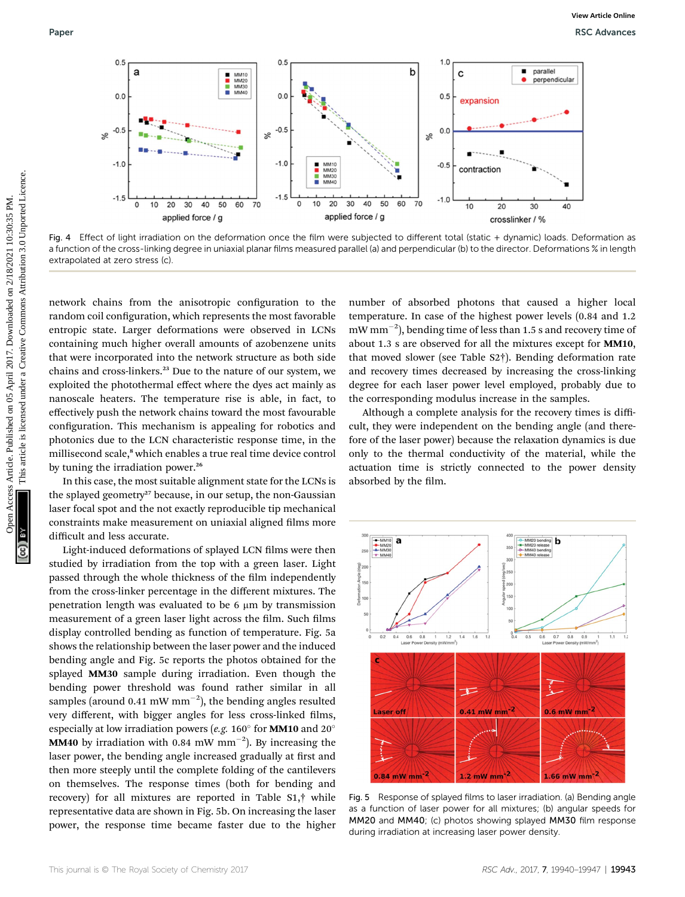Fig. 4 Effect of light irradiation on the deformation once the film were subjected to different total (static + dynamic) loads. Deformation as a function of the cross-linking degree in uniaxial planar films measured parallel (a) and perpendicular (b) to the director. Deformations % in length extrapolated at zero stress (c).

network chains from the anisotropic configuration to the random coil configuration, which represents the most favorable entropic state. Larger deformations were observed in LCNs containing much higher overall amounts of azobenzene units that were incorporated into the network structure as both side chains and cross-linkers.[23] Due to the nature of our system, we exploited the photothermal effect where the dyes act mainly as nanoscale heaters. The temperature rise is able, in fact, to effectively push the network chains toward the most favourable configuration. This mechanism is appealing for robotics and photonics due to the LCN characteristic response time, in the millisecond scale,[8] which enables a true real time device control by tuning the irradiation power.[26]

In this case, the most suitable alignment state for the LCNs is the splayed geometry[27] because, in our setup, the non-Gaussian laser focal spot and the not exactly reproducible tip mechanical constraints make measurement on uniaxial aligned films more difficult and less accurate.

Light-induced deformations of splayed LCN films were then studied by irradiation from the top with a green laser. Light passed through the whole thickness of the film independently from the cross-linker percentage in the different mixtures. The penetration length was evaluated to be 6 μm by transmission measurement of a green laser light across the film. Such films display controlled bending as function of temperature. Fig. 5a shows the relationship between the laser power and the induced bending angle and Fig. 5c reports the photos obtained for the splayed **MM30** sample during irradiation. Even though the bending power threshold was found rather similar in all samples (around 0.41 mW mm$^{-2}$), the bending angles resulted very different, with bigger angles for less cross-linked films, especially at low irradiation powers (*e.g.* 160° for **MM10** and 20° **MM40** by irradiation with 0.84 mW mm$^{-2}$). By increasing the laser power, the bending angle increased gradually at first and then more steeply until the complete folding of the cantilevers on themselves. The response times (both for bending and recovery) for all mixtures are reported in Table S1,† while representative data are shown in Fig. 5b. On increasing the laser power, the response time became faster due to the higher number of absorbed photons that caused a higher local temperature. In case of the highest power levels (0.84 and 1.2 mW mm$^{-2}$), bending time of less than 1.5 s and recovery time of about 1.3 s are observed for all the mixtures except for **MM10**, that moved slower (see Table S2†). Bending deformation rate and recovery times decreased by increasing the cross-linking degree for each laser power level employed, probably due to the corresponding modulus increase in the samples.

Although a complete analysis for the recovery times is difficult, they were independent on the bending angle (and therefore of the laser power) because the relaxation dynamics is due only to the thermal conductivity of the material, while the actuation time is strictly connected to the power density absorbed by the film.

Fig. 5 Response of splayed films to laser irradiation. (a) Bending angle as a function of laser power for all mixtures; (b) angular speeds for MM20 and MM40; (c) photos showing splayed **MM30** film response during irradiation at increasing laser power density.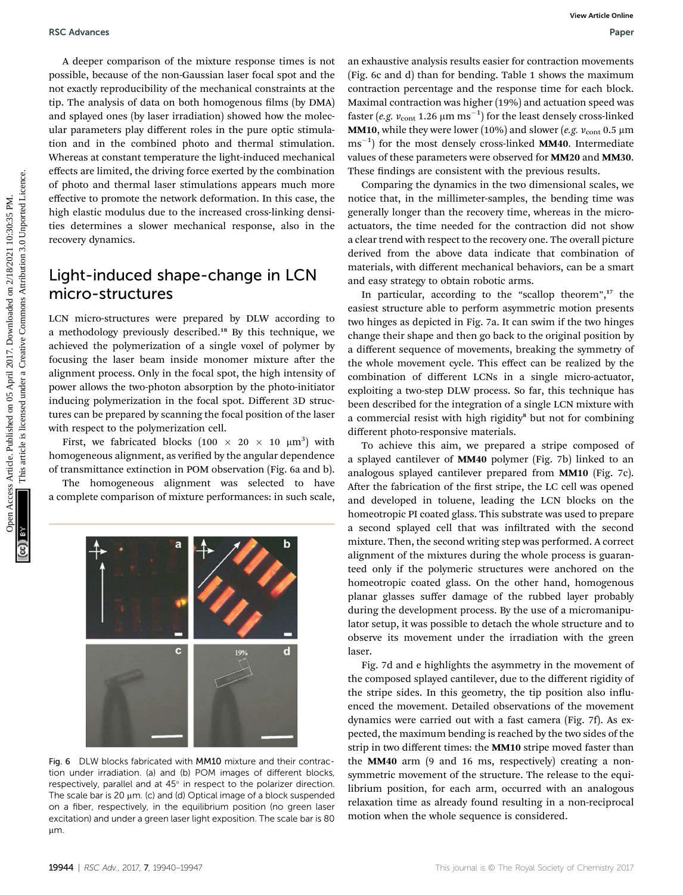A deeper comparison of the mixture response times is not possible, because of the non-Gaussian laser focal spot and the not exactly reproducibility of the mechanical constraints at the tip. The analysis of data on both homogenous films (by DMA) and splayed ones (by laser irradiation) showed how the molecular parameters play different roles in the pure optic stimulation and in the combined photo and thermal stimulation. Whereas at constant temperature the light-induced mechanical effects are limited, the driving force exerted by the combination of photo and thermal laser stimulations appears much more effective to promote the network deformation. In this case, the high elastic modulus due to the increased cross-linking densities determines a slower mechanical response, also in the recovery dynamics.

## Light-induced shape-change in LCN micro-structures

LCN micro-structures were prepared by DLW according to a methodology previously described.[18] By this technique, we achieved the polymerization of a single voxel of polymer by focusing the laser beam inside monomer mixture after the alignment process. Only in the focal spot, the high intensity of power allows the two-photon absorption by the photo-initiator inducing polymerization in the focal spot. Different 3D structures can be prepared by scanning the focal position of the laser with respect to the polymerization cell.

First, we fabricated blocks ($100 \times 20 \times 10$ μm$^3$) with homogeneous alignment, as verified by the angular dependence of transmittance extinction in POM observation (Fig. 6a and b).

The homogeneous alignment was selected to have a complete comparison of mixture performances: in such scale, an exhaustive analysis results easier for contraction movements (Fig. 6c and d) than for bending. Table 1 shows the maximum contraction percentage and the response time for each block. Maximal contraction was higher (19%) and actuation speed was faster (*e.g.* $v_{cont}$ 1.26 μm ms$^{-1}$) for the least densely cross-linked **MM10**, while they were lower (10%) and slower (*e.g.* $v_{cont}$ 0.5 μm ms$^{-1}$) for the most densely cross-linked **MM40**. Intermediate values of these parameters were observed for **MM20** and **MM30**. These findings are consistent with the previous results.

Comparing the dynamics in the two dimensional scales, we notice that, in the millimeter-samples, the bending time was generally longer than the recovery time, whereas in the micro-actuators, the time needed for the contraction did not show a clear trend with respect to the recovery one. The overall picture derived from the above data indicate that combination of materials, with different mechanical behaviors, can be a smart and easy strategy to obtain robotic arms.

In particular, according to the "scallop theorem",[17] the easiest structure able to perform asymmetric motion presents two hinges as depicted in Fig. 7a. It can swim if the two hinges change their shape and then go back to the original position by a different sequence of movements, breaking the symmetry of the whole movement cycle. This effect can be realized by the combination of different LCNs in a single micro-actuator, exploiting a two-step DLW process. So far, this technique has been described for the integration of a single LCN mixture with a commercial resist with high rigidity[8] but not for combining different photo-responsive materials.

To achieve this aim, we prepared a stripe composed of a splayed cantilever of **MM40** polymer (Fig. 7b) linked to an analogous splayed cantilever prepared from **MM10** (Fig. 7c). After the fabrication of the first stripe, the LC cell was opened and developed in toluene, leading the LCN blocks on the homeotropic PI coated glass. This substrate was used to prepare a second splayed cell that was infiltrated with the second mixture. Then, the second writing step was performed. A correct alignment of the mixtures during the whole process is guaranteed only if the polymeric structures were anchored on the homeotropic coated glass. On the other hand, homogenous planar glasses suffer damage of the rubbed layer probably during the development process. By the use of a micromanipulator setup, it was possible to detach the whole structure and to observe its movement under the irradiation with the green laser.

Fig. 7d and e highlights the asymmetry in the movement of the composed splayed cantilever, due to the different rigidity of the stripe sides. In this geometry, the tip position also influenced the movement. Detailed observations of the movement dynamics were carried out with a fast camera (Fig. 7f). As expected, the maximum bending is reached by the two sides of the strip in two different times: the **MM10** stripe moved faster than the **MM40** arm (9 and 16 ms, respectively) creating a non-symmetric movement of the structure. The release to the equilibrium position, for each arm, occurred with an analogous relaxation time as already found resulting in a non-reciprocal motion when the whole sequence is considered.

Fig. 6 DLW blocks fabricated with **MM10** mixture and their contraction under irradiation. (a) and (b) POM images of different blocks, respectively, parallel and at 45° in respect to the polarizer direction. The scale bar is 20 μm. (c) and (d) Optical image of a block suspended on a fiber, respectively, in the equilibrium position (no green laser excitation) and under a green laser light exposition. The scale bar is 80 μm.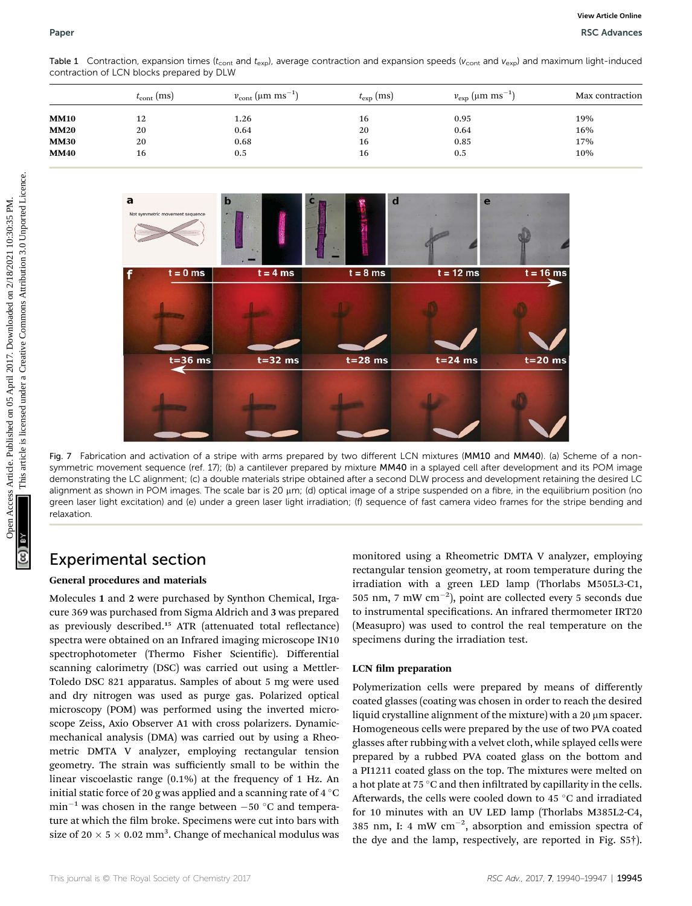Table 1 Contraction, expansion times ($t_{cont}$ and $t_{exp}$), average contraction and expansion speeds ($v_{cont}$ and $v_{exp}$) and maximum light-induced contraction of LCN blocks prepared by DLW

| | $t_{cont}$ (ms) | $v_{cont}$ (μm ms$^{-1}$) | $t_{exp}$ (ms) | $v_{exp}$ (μm ms$^{-1}$) | Max contraction |
|---|---|---|---|---|---|
| **MM10** | 12 | 1.26 | 16 | 0.95 | 19% |
| **MM20** | 20 | 0.64 | 20 | 0.64 | 16% |
| **MM30** | 20 | 0.68 | 16 | 0.85 | 17% |
| **MM40** | 16 | 0.5 | 16 | 0.5 | 10% |

Fig. 7 Fabrication and activation of a stripe with arms prepared by two different LCN mixtures (**MM10** and **MM40**). (a) Scheme of a non-symmetric movement sequence (ref. 17); (b) a cantilever prepared by mixture **MM40** in a splayed cell after development and its POM image demonstrating the LC alignment; (c) a double materials stripe obtained after a second DLW process and development retaining the desired LC alignment as shown in POM images. The scale bar is 20 μm; (d) optical image of a stripe suspended on a fibre, in the equilibrium position (no green laser light excitation) and (e) under a green laser light irradiation; (f) sequence of fast camera video frames for the stripe bending and relaxation.

## Experimental section

### General procedures and materials

Molecules **1** and **2** were purchased by Synthon Chemical, Irgacure 369 was purchased from Sigma Aldrich and **3** was prepared as previously described.[15] ATR (attenuated total reflectance) spectra were obtained on an Infrared imaging microscope IN10 spectrophotometer (Thermo Fisher Scientific). Differential scanning calorimetry (DSC) was carried out using a Mettler-Toledo DSC 821 apparatus. Samples of about 5 mg were used and dry nitrogen was used as purge gas. Polarized optical microscopy (POM) was performed using the inverted microscope Zeiss, Axio Observer A1 with cross polarizers. Dynamic-mechanical analysis (DMA) was carried out by using a Rheometric DMTA V analyzer, employing rectangular tension geometry. The strain was sufficiently small to be within the linear viscoelastic range (0.1%) at the frequency of 1 Hz. An initial static force of 20 g was applied and a scanning rate of 4 °C min$^{-1}$ was chosen in the range between −50 °C and temperature at which the film broke. Specimens were cut into bars with size of 20 × 5 × 0.02 mm$^3$. Change of mechanical modulus was monitored using a Rheometric DMTA V analyzer, employing rectangular tension geometry, at room temperature during the irradiation with a green LED lamp (Thorlabs M505L3-C1, 505 nm, 7 mW cm$^{-2}$), point are collected every 5 seconds due to instrumental specifications. An infrared thermometer IRT20 (Measupro) was used to control the real temperature on the specimens during the irradiation test.

### LCN film preparation

Polymerization cells were prepared by means of differently coated glasses (coating was chosen in order to reach the desired liquid crystalline alignment of the mixture) with a 20 μm spacer. Homogeneous cells were prepared by the use of two PVA coated glasses after rubbing with a velvet cloth, while splayed cells were prepared by a rubbed PVA coated glass on the bottom and a PI1211 coated glass on the top. The mixtures were melted on a hot plate at 75 °C and then infiltrated by capillarity in the cells. Afterwards, the cells were cooled down to 45 °C and irradiated for 10 minutes with an UV LED lamp (Thorlabs M385L2-C4, 385 nm, I: 4 mW cm$^{-2}$, absorption and emission spectra of the dye and the lamp, respectively, are reported in Fig. S5†).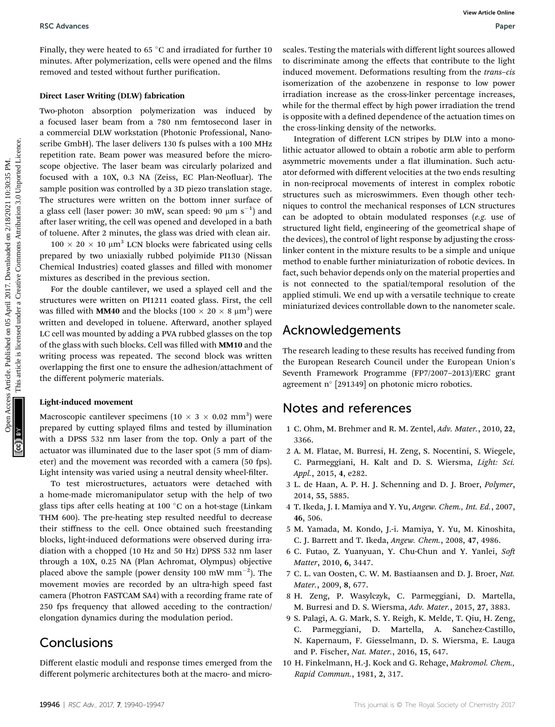Finally, they were heated to 65 °C and irradiated for further 10 minutes. After polymerization, cells were opened and the films removed and tested without further purification.

### Direct Laser Writing (DLW) fabrication

Two-photon absorption polymerization was induced by a focused laser beam from a 780 nm femtosecond laser in a commercial DLW workstation (Photonic Professional, Nanoscribe GmbH). The laser delivers 130 fs pulses with a 100 MHz repetition rate. Beam power was measured before the microscope objective. The laser beam was circularly polarized and focused with a 10X, 0.3 NA (Zeiss, EC Plan-Neofluar). The sample position was controlled by a 3D piezo translation stage. The structures were written on the bottom inner surface of a glass cell (laser power: 30 mW, scan speed: 90 μm $s^{-1}$) and after laser writing, the cell was opened and developed in a bath of toluene. After 2 minutes, the glass was dried with clean air.

$100 \times 20 \times 10$ $\mu m^3$ LCN blocks were fabricated using cells prepared by two uniaxially rubbed polyimide PI130 (Nissan Chemical Industries) coated glasses and filled with monomer mixtures as described in the previous section.

For the double cantilever, we used a splayed cell and the structures were written on PI1211 coated glass. First, the cell was filled with **MM40** and the blocks ($100 \times 20 \times 8$ $\mu m^3$) were written and developed in toluene. Afterward, another splayed LC cell was mounted by adding a PVA rubbed glasses on the top of the glass with such blocks. Cell was filled with **MM10** and the writing process was repeated. The second block was written overlapping the first one to ensure the adhesion/attachment of the different polymeric materials.

### Light-induced movement

Macroscopic cantilever specimens ($10 \times 3 \times 0.02$ $mm^3$) were prepared by cutting splayed films and tested by illumination with a DPSS 532 nm laser from the top. Only a part of the actuator was illuminated due to the laser spot (5 mm of diameter) and the movement was recorded with a camera (50 fps). Light intensity was varied using a neutral density wheel-filter.

To test microstructures, actuators were detached with a home-made micromanipulator setup with the help of two glass tips after cells heating at 100 °C on a hot-stage (Linkam THM 600). The pre-heating step resulted needful to decrease their stiffness to the cell. Once obtained such freestanding blocks, light-induced deformations were observed during irradiation with a chopped (10 Hz and 50 Hz) DPSS 532 nm laser through a 10X, 0.25 NA (Plan Achromat, Olympus) objective placed above the sample (power density 100 mW $mm^{-2}$). The movement movies are recorded by an ultra-high speed fast camera (Photron FASTCAM SA4) with a recording frame rate of 250 fps frequency that allowed acceding to the contraction/elongation dynamics during the modulation period.

## Conclusions

Different elastic moduli and response times emerged from the different polymeric architectures both at the macro- and micro-scales. Testing the materials with different light sources allowed to discriminate among the effects that contribute to the light induced movement. Deformations resulting from the *trans–cis* isomerization of the azobenzene in response to low power irradiation increase as the cross-linker percentage increases, while for the thermal effect by high power irradiation the trend is opposite with a defined dependence of the actuation times on the cross-linking density of the networks.

Integration of different LCN stripes by DLW into a monolithic actuator allowed to obtain a robotic arm able to perform asymmetric movements under a flat illumination. Such actuator deformed with different velocities at the two ends resulting in non-reciprocal movements of interest in complex robotic structures such as microswimmers. Even though other techniques to control the mechanical responses of LCN structures can be adopted to obtain modulated responses (*e.g.* use of structured light field, engineering of the geometrical shape of the devices), the control of light response by adjusting the cross-linker content in the mixture results to be a simple and unique method to enable further miniaturization of robotic devices. In fact, such behavior depends only on the material properties and is not connected to the spatial/temporal resolution of the applied stimuli. We end up with a versatile technique to create miniaturized devices controllable down to the nanometer scale.

## Acknowledgements

The research leading to these results has received funding from the European Research Council under the European Union's Seventh Framework Programme (FP7/2007–2013)/ERC grant agreement n° [291349] on photonic micro robotics.

## Notes and references

1. C. Ohm, M. Brehmer and R. M. Zentel, *Adv. Mater.*, 2010, **22**, 3366.
2. A. M. Flatae, M. Burresi, H. Zeng, S. Nocentini, S. Wiegele, C. Parmeggiani, H. Kalt and D. S. Wiersma, *Light: Sci. Appl.*, 2015, **4**, e282.
3. L. de Haan, A. P. H. J. Schenning and D. J. Broer, *Polymer*, 2014, **55**, 5885.
4. T. Ikeda, J. I. Mamiya and Y. Yu, *Angew. Chem., Int. Ed.*, 2007, **46**, 506.
5. M. Yamada, M. Kondo, J.-i. Mamiya, Y. Yu, M. Kinoshita, C. J. Barrett and T. Ikeda, *Angew. Chem.*, 2008, **47**, 4986.
6. C. Futao, Z. Yuanyuan, Y. Chu-Chun and Y. Yanlei, *Soft Matter*, 2010, **6**, 3447.
7. C. L. van Oosten, C. W. M. Bastiaansen and D. J. Broer, *Nat. Mater.*, 2009, **8**, 677.
8. H. Zeng, P. Wasylczyk, C. Parmeggiani, D. Martella, M. Burresi and D. S. Wiersma, *Adv. Mater.*, 2015, **27**, 3883.
9. S. Palagi, A. G. Mark, S. Y. Reigh, K. Melde, T. Qiu, H. Zeng, C. Parmeggiani, D. Martella, A. Sanchez-Castillo, N. Kapernaum, F. Giesselmann, D. S. Wiersma, E. Lauga and P. Fischer, *Nat. Mater.*, 2016, **15**, 647.
10. H. Finkelmann, H.-J. Kock and G. Rehage, *Makromol. Chem., Rapid Commun.*, 1981, **2**, 317.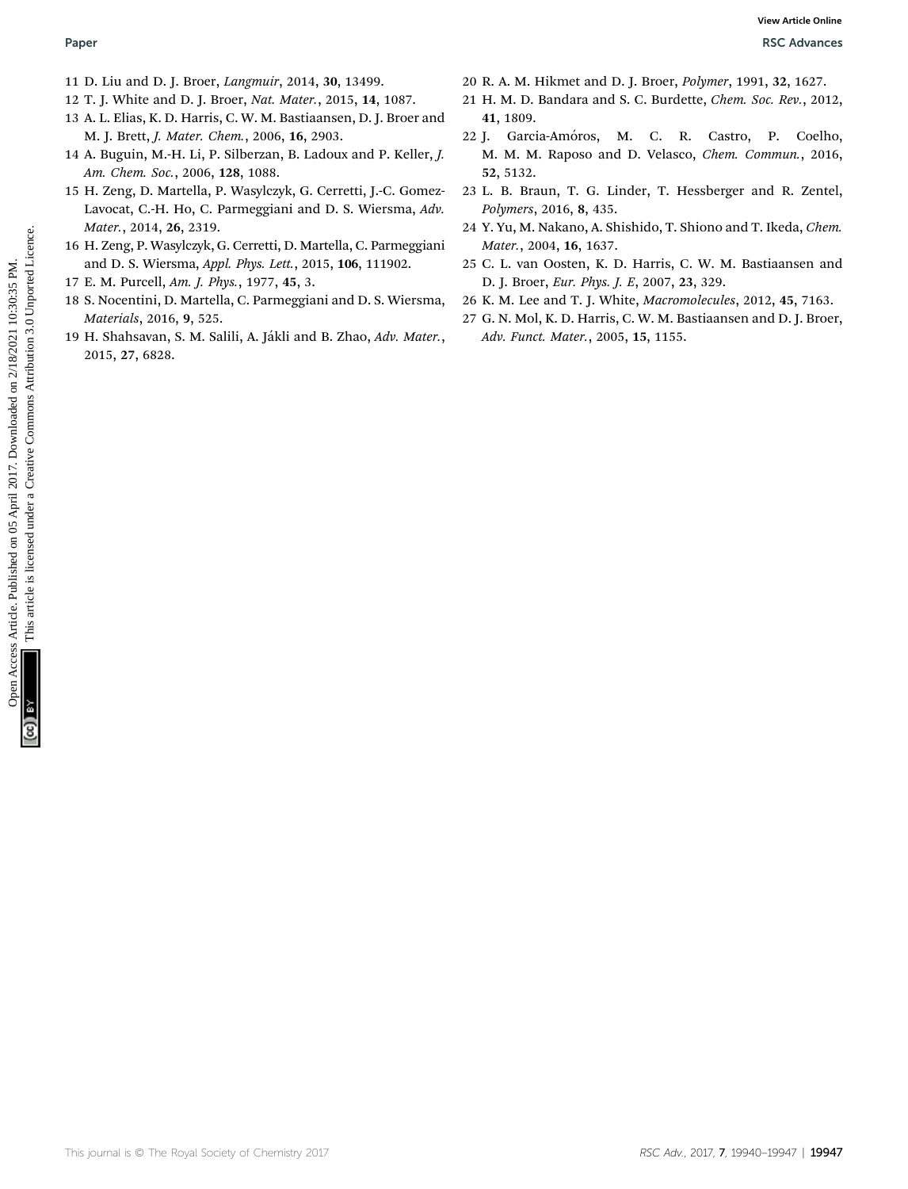11 D. Liu and D. J. Broer, *Langmuir*, 2014, **30**, 13499.

12 T. J. White and D. J. Broer, *Nat. Mater.*, 2015, **14**, 1087.

13 A. L. Elias, K. D. Harris, C. W. M. Bastiaansen, D. J. Broer and M. J. Brett, *J. Mater. Chem.*, 2006, **16**, 2903.

14 A. Buguin, M.-H. Li, P. Silberzan, B. Ladoux and P. Keller, *J. Am. Chem. Soc.*, 2006, **128**, 1088.

15 H. Zeng, D. Martella, P. Wasylczyk, G. Cerretti, J.-C. Gomez-Lavocat, C.-H. Ho, C. Parmeggiani and D. S. Wiersma, *Adv. Mater.*, 2014, **26**, 2319.

16 H. Zeng, P. Wasylczyk, G. Cerretti, D. Martella, C. Parmeggiani and D. S. Wiersma, *Appl. Phys. Lett.*, 2015, **106**, 111902.

17 E. M. Purcell, *Am. J. Phys.*, 1977, **45**, 3.

18 S. Nocentini, D. Martella, C. Parmeggiani and D. S. Wiersma, *Materials*, 2016, **9**, 525.

19 H. Shahsavan, S. M. Salili, A. Jákli and B. Zhao, *Adv. Mater.*, 2015, **27**, 6828.

20 R. A. M. Hikmet and D. J. Broer, *Polymer*, 1991, **32**, 1627.

21 H. M. D. Bandara and S. C. Burdette, *Chem. Soc. Rev.*, 2012, **41**, 1809.

22 J. Garcia-Amóros, M. C. R. Castro, P. Coelho, M. M. M. Raposo and D. Velasco, *Chem. Commun.*, 2016, **52**, 5132.

23 L. B. Braun, T. G. Linder, T. Hessberger and R. Zentel, *Polymers*, 2016, **8**, 435.

24 Y. Yu, M. Nakano, A. Shishido, T. Shiono and T. Ikeda, *Chem. Mater.*, 2004, **16**, 1637.

25 C. L. van Oosten, K. D. Harris, C. W. M. Bastiaansen and D. J. Broer, *Eur. Phys. J. E*, 2007, **23**, 329.

26 K. M. Lee and T. J. White, *Macromolecules*, 2012, **45**, 7163.

27 G. N. Mol, K. D. Harris, C. W. M. Bastiaansen and D. J. Broer, *Adv. Funct. Mater.*, 2005, **15**, 1155.